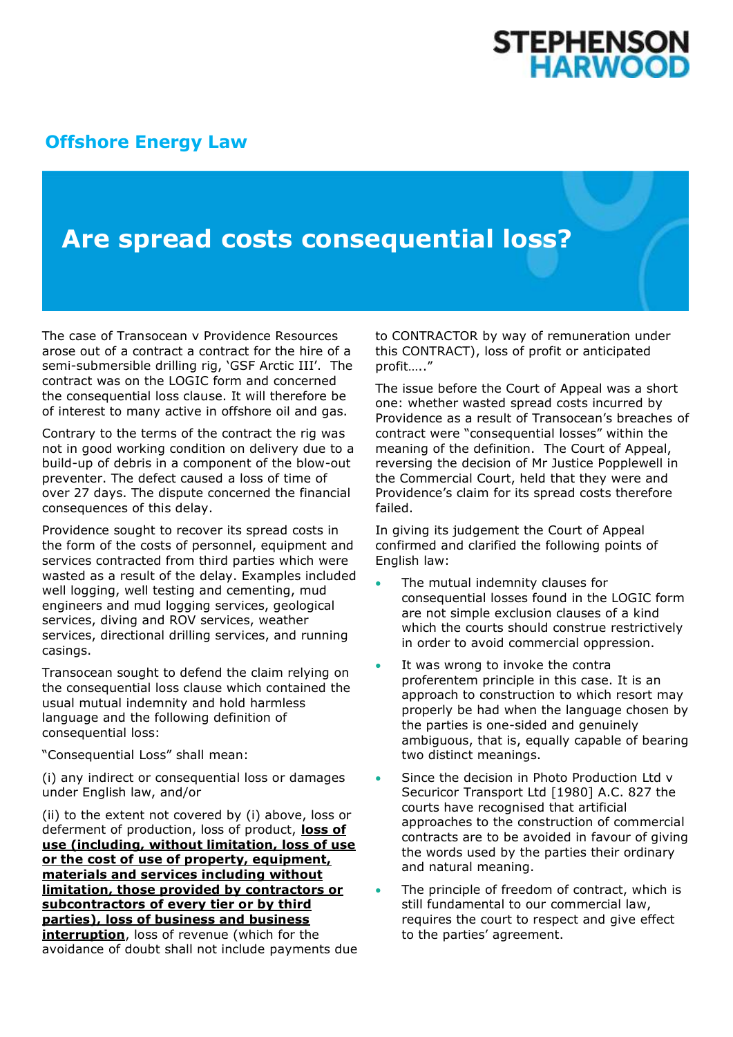**Offshore Energy Law**

# Are spread costs consequential loss?

The case of Transocean v Providence Resources arose out of a contract a contract for the hire of a semi-submersible drilling rig, 'GSF Arctic III'. The contract was on the LOGIC form and concerned the consequential loss clause. It will therefore be of interest to many active in offshore oil and gas.

Contrary to the terms of the contract the rig was not in good working condition on delivery due to a build-up of debris in a component of the blow-out preventer. The defect caused a loss of time of over 27 days. The dispute concerned the financial consequences of this delay.

Providence sought to recover its spread costs in the form of the costs of personnel, equipment and services contracted from third parties which were wasted as a result of the delay. Examples included well logging, well testing and cementing, mud engineers and mud logging services, geological services, diving and ROV services, weather services, directional drilling services, and running casings.

Transocean sought to defend the claim relying on the consequential loss clause which contained the usual mutual indemnity and hold harmless language and the following definition of consequential loss:

"Consequential Loss" shall mean:

(i) any indirect or consequential loss or damages under English law, and/or

(ii) to the extent not covered by (i) above, loss or deferment of production, loss of product, **loss of use (including, without limitation, loss of use or the cost of use of property, equipment, materials and services including without limitation, those provided by contractors or subcontractors of every tier or by third parties), loss of business and business interruption**, loss of revenue (which for the avoidance of doubt shall not include payments due to CONTRACTOR by way of remuneration under this CONTRACT), loss of profit or anticipated profit….."

The issue before the Court of Appeal was a short one: whether wasted spread costs incurred by Providence as a result of Transocean's breaches of contract were "consequential losses" within the meaning of the definition. The Court of Appeal, reversing the decision of Mr Justice Popplewell in the Commercial Court, held that they were and Providence's claim for its spread costs therefore failed.

In giving its judgement the Court of Appeal confirmed and clarified the following points of English law:

- The mutual indemnity clauses for consequential losses found in the LOGIC form are not simple exclusion clauses of a kind which the courts should construe restrictively in order to avoid commercial oppression.
- It was wrong to invoke the contra proferentem principle in this case. It is an approach to construction to which resort may properly be had when the language chosen by the parties is one-sided and genuinely ambiguous, that is, equally capable of bearing two distinct meanings.
- Since the decision in Photo Production Ltd v Securicor Transport Ltd [1980] A.C. 827 the courts have recognised that artificial approaches to the construction of commercial contracts are to be avoided in favour of giving the words used by the parties their ordinary and natural meaning.
- The principle of freedom of contract, which is still fundamental to our commercial law, requires the court to respect and give effect to the parties' agreement.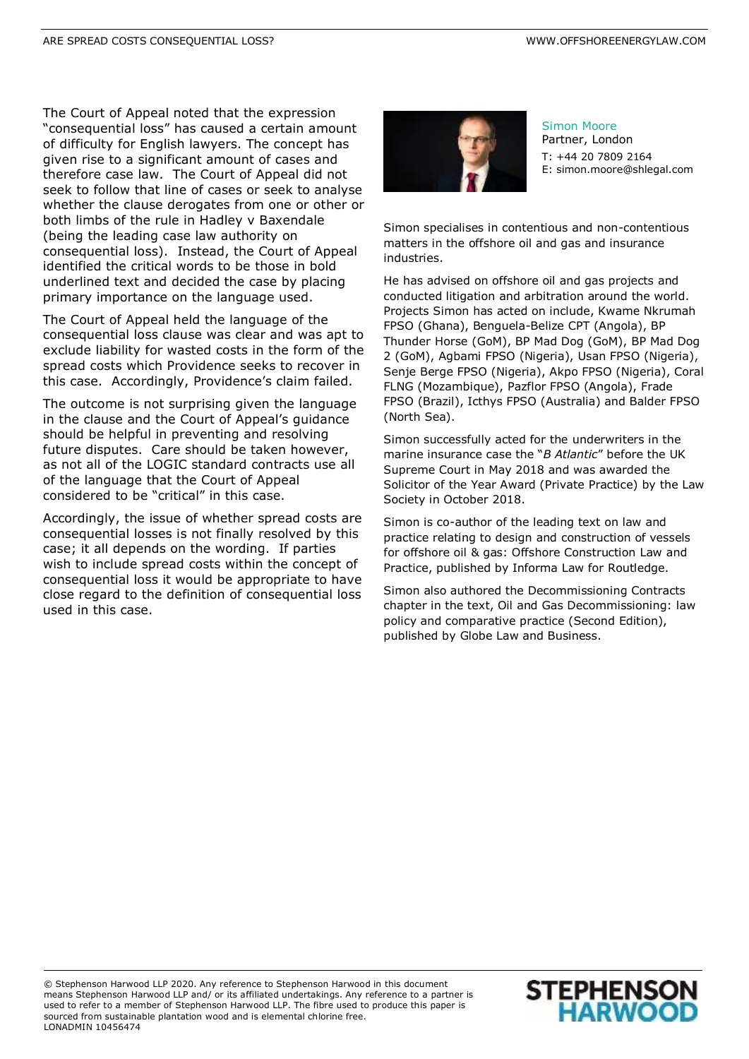The Court of Appeal noted that the expression "consequential loss" has caused a certain amount of difficulty for English lawyers. The concept has given rise to a significant amount of cases and therefore case law. The Court of Appeal did not seek to follow that line of cases or seek to analyse whether the clause derogates from one or other or both limbs of the rule in Hadley v Baxendale (being the leading case law authority on consequential loss). Instead, the Court of Appeal identified the critical words to be those in bold underlined text and decided the case by placing primary importance on the language used.

The Court of Appeal held the language of the consequential loss clause was clear and was apt to exclude liability for wasted costs in the form of the spread costs which Providence seeks to recover in this case. Accordingly, Providence's claim failed.

The outcome is not surprising given the language in the clause and the Court of Appeal's guidance should be helpful in preventing and resolving future disputes. Care should be taken however, as not all of the LOGIC standard contracts use all of the language that the Court of Appeal considered to be "critical" in this case.

Accordingly, the issue of whether spread costs are consequential losses is not finally resolved by this case; it all depends on the wording. If parties wish to include spread costs within the concept of consequential loss it would be appropriate to have close regard to the definition of consequential loss used in this case.

Simon Moore
Partner, London
T: +44 20 7809 2164
E: simon.moore@shlegal.com

Simon specialises in contentious and non-contentious matters in the offshore oil and gas and insurance industries.

He has advised on offshore oil and gas projects and conducted litigation and arbitration around the world. Projects Simon has acted on include, Kwame Nkrumah FPSO (Ghana), Benguela-Belize CPT (Angola), BP Thunder Horse (GoM), BP Mad Dog (GoM), BP Mad Dog 2 (GoM), Agbami FPSO (Nigeria), Usan FPSO (Nigeria), Senje Berge FPSO (Nigeria), Akpo FPSO (Nigeria), Coral FLNG (Mozambique), Pazflor FPSO (Angola), Frade FPSO (Brazil), Icthys FPSO (Australia) and Balder FPSO (North Sea).

Simon successfully acted for the underwriters in the marine insurance case the "*B Atlantic*" before the UK Supreme Court in May 2018 and was awarded the Solicitor of the Year Award (Private Practice) by the Law Society in October 2018.

Simon is co-author of the leading text on law and practice relating to design and construction of vessels for offshore oil & gas: Offshore Construction Law and Practice, published by Informa Law for Routledge.

Simon also authored the Decommissioning Contracts chapter in the text, Oil and Gas Decommissioning: law policy and comparative practice (Second Edition), published by Globe Law and Business.

© Stephenson Harwood LLP 2020. Any reference to Stephenson Harwood in this document means Stephenson Harwood LLP and/ or its affiliated undertakings. Any reference to a partner is used to refer to a member of Stephenson Harwood LLP. The fibre used to produce this paper is sourced from sustainable plantation wood and is elemental chlorine free.
LONADMIN 10456474

STEPHENSON HARWOOD